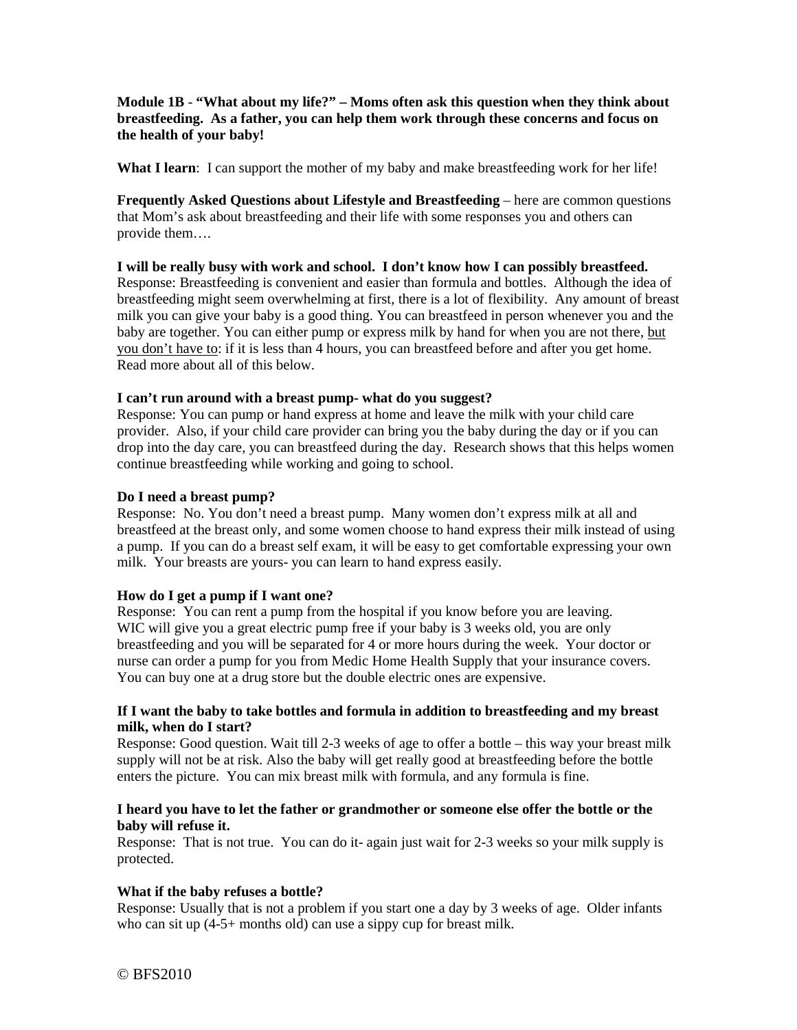**Module 1B - “What about my life?” – Moms often ask this question when they think about breastfeeding. As a father, you can help them work through these concerns and focus on the health of your baby!**

**What I learn**: I can support the mother of my baby and make breastfeeding work for her life!

**Frequently Asked Questions about Lifestyle and Breastfeeding** – here are common questions that Mom’s ask about breastfeeding and their life with some responses you and others can provide them….

**I will be really busy with work and school. I don’t know how I can possibly breastfeed.**
Response: Breastfeeding is convenient and easier than formula and bottles. Although the idea of breastfeeding might seem overwhelming at first, there is a lot of flexibility. Any amount of breast milk you can give your baby is a good thing. You can breastfeed in person whenever you and the baby are together. You can either pump or express milk by hand for when you are not there, <u>but you don’t have to</u>: if it is less than 4 hours, you can breastfeed before and after you get home. Read more about all of this below.

**I can’t run around with a breast pump- what do you suggest?**
Response: You can pump or hand express at home and leave the milk with your child care provider. Also, if your child care provider can bring you the baby during the day or if you can drop into the day care, you can breastfeed during the day. Research shows that this helps women continue breastfeeding while working and going to school.

**Do I need a breast pump?**
Response: No. You don’t need a breast pump. Many women don’t express milk at all and breastfeed at the breast only, and some women choose to hand express their milk instead of using a pump. If you can do a breast self exam, it will be easy to get comfortable expressing your own milk. Your breasts are yours- you can learn to hand express easily.

**How do I get a pump if I want one?**
Response: You can rent a pump from the hospital if you know before you are leaving. WIC will give you a great electric pump free if your baby is 3 weeks old, you are only breastfeeding and you will be separated for 4 or more hours during the week. Your doctor or nurse can order a pump for you from Medic Home Health Supply that your insurance covers. You can buy one at a drug store but the double electric ones are expensive.

**If I want the baby to take bottles and formula in addition to breastfeeding and my breast milk, when do I start?**
Response: Good question. Wait till 2-3 weeks of age to offer a bottle – this way your breast milk supply will not be at risk. Also the baby will get really good at breastfeeding before the bottle enters the picture. You can mix breast milk with formula, and any formula is fine.

**I heard you have to let the father or grandmother or someone else offer the bottle or the baby will refuse it.**
Response: That is not true. You can do it- again just wait for 2-3 weeks so your milk supply is protected.

**What if the baby refuses a bottle?**
Response: Usually that is not a problem if you start one a day by 3 weeks of age. Older infants who can sit up (4-5+ months old) can use a sippy cup for breast milk.

© BFS2010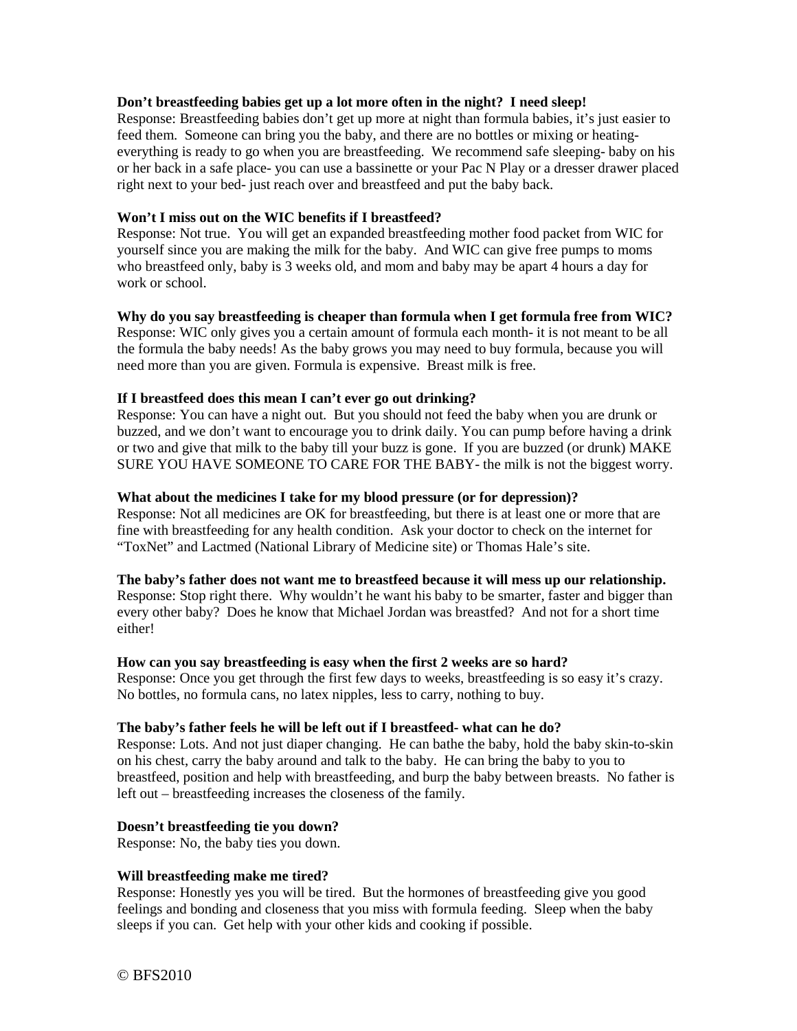**Don't breastfeeding babies get up a lot more often in the night? I need sleep!**
Response: Breastfeeding babies don't get up more at night than formula babies, it's just easier to feed them. Someone can bring you the baby, and there are no bottles or mixing or heating- everything is ready to go when you are breastfeeding. We recommend safe sleeping- baby on his or her back in a safe place- you can use a bassinette or your Pac N Play or a dresser drawer placed right next to your bed- just reach over and breastfeed and put the baby back.

**Won't I miss out on the WIC benefits if I breastfeed?**
Response: Not true. You will get an expanded breastfeeding mother food packet from WIC for yourself since you are making the milk for the baby. And WIC can give free pumps to moms who breastfeed only, baby is 3 weeks old, and mom and baby may be apart 4 hours a day for work or school.

**Why do you say breastfeeding is cheaper than formula when I get formula free from WIC?**
Response: WIC only gives you a certain amount of formula each month- it is not meant to be all the formula the baby needs! As the baby grows you may need to buy formula, because you will need more than you are given. Formula is expensive. Breast milk is free.

**If I breastfeed does this mean I can't ever go out drinking?**
Response: You can have a night out. But you should not feed the baby when you are drunk or buzzed, and we don't want to encourage you to drink daily. You can pump before having a drink or two and give that milk to the baby till your buzz is gone. If you are buzzed (or drunk) MAKE SURE YOU HAVE SOMEONE TO CARE FOR THE BABY- the milk is not the biggest worry.

**What about the medicines I take for my blood pressure (or for depression)?**
Response: Not all medicines are OK for breastfeeding, but there is at least one or more that are fine with breastfeeding for any health condition. Ask your doctor to check on the internet for "ToxNet" and Lactmed (National Library of Medicine site) or Thomas Hale's site.

**The baby's father does not want me to breastfeed because it will mess up our relationship.**
Response: Stop right there. Why wouldn't he want his baby to be smarter, faster and bigger than every other baby? Does he know that Michael Jordan was breastfed? And not for a short time either!

**How can you say breastfeeding is easy when the first 2 weeks are so hard?**
Response: Once you get through the first few days to weeks, breastfeeding is so easy it's crazy. No bottles, no formula cans, no latex nipples, less to carry, nothing to buy.

**The baby's father feels he will be left out if I breastfeed- what can he do?**
Response: Lots. And not just diaper changing. He can bathe the baby, hold the baby skin-to-skin on his chest, carry the baby around and talk to the baby. He can bring the baby to you to breastfeed, position and help with breastfeeding, and burp the baby between breasts. No father is left out – breastfeeding increases the closeness of the family.

**Doesn't breastfeeding tie you down?**
Response: No, the baby ties you down.

**Will breastfeeding make me tired?**
Response: Honestly yes you will be tired. But the hormones of breastfeeding give you good feelings and bonding and closeness that you miss with formula feeding. Sleep when the baby sleeps if you can. Get help with your other kids and cooking if possible.

© BFS2010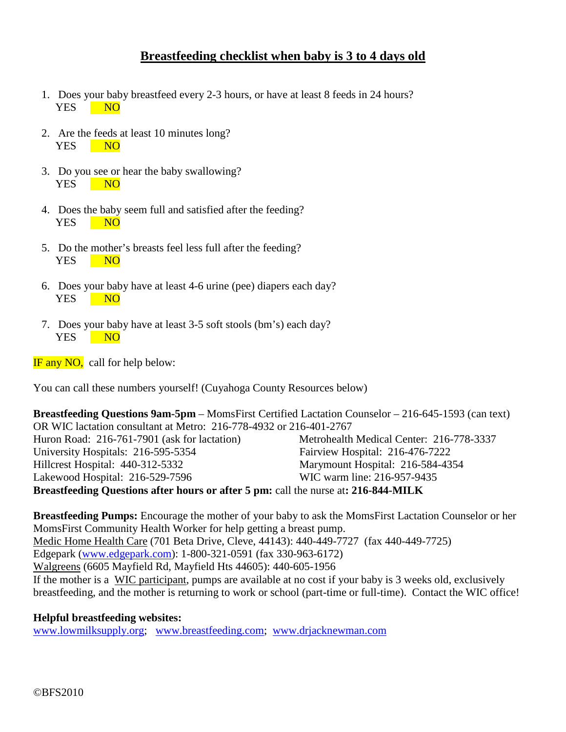# Breastfeeding checklist when baby is 3 to 4 days old

1. Does your baby breastfeed every 2-3 hours, or have at least 8 feeds in 24 hours?
   YES NO

2. Are the feeds at least 10 minutes long?
   YES NO

3. Do you see or hear the baby swallowing?
   YES NO

4. Does the baby seem full and satisfied after the feeding?
   YES NO

5. Do the mother's breasts feel less full after the feeding?
   YES NO

6. Does your baby have at least 4-6 urine (pee) diapers each day?
   YES NO

7. Does your baby have at least 3-5 soft stools (bm's) each day?
   YES NO

IF any NO, call for help below:

You can call these numbers yourself! (Cuyahoga County Resources below)

**Breastfeeding Questions 9am-5pm** – MomsFirst Certified Lactation Counselor – 216-645-1593 (can text)
OR WIC lactation consultant at Metro: 216-778-4932 or 216-401-2767

Huron Road: 216-761-7901 (ask for lactation)
Metrohealth Medical Center: 216-778-3337
University Hospitals: 216-595-5354
Fairview Hospital: 216-476-7222
Hillcrest Hospital: 440-312-5332
Marymount Hospital: 216-584-4354
Lakewood Hospital: 216-529-7596
WIC warm line: 216-957-9435

**Breastfeeding Questions after hours or after 5 pm:** call the nurse at**: 216-844-MILK**

**Breastfeeding Pumps:** Encourage the mother of your baby to ask the MomsFirst Lactation Counselor or her MomsFirst Community Health Worker for help getting a breast pump.
Medic Home Health Care (701 Beta Drive, Cleve, 44143): 440-449-7727 (fax 440-449-7725)
Edgepark (www.edgepark.com): 1-800-321-0591 (fax 330-963-6172)
Walgreens (6605 Mayfield Rd, Mayfield Hts 44605): 440-605-1956
If the mother is a WIC participant, pumps are available at no cost if your baby is 3 weeks old, exclusively breastfeeding, and the mother is returning to work or school (part-time or full-time). Contact the WIC office!

**Helpful breastfeeding websites:**
www.lowmilksupply.org; www.breastfeeding.com; www.drjacknewman.com

©BFS2010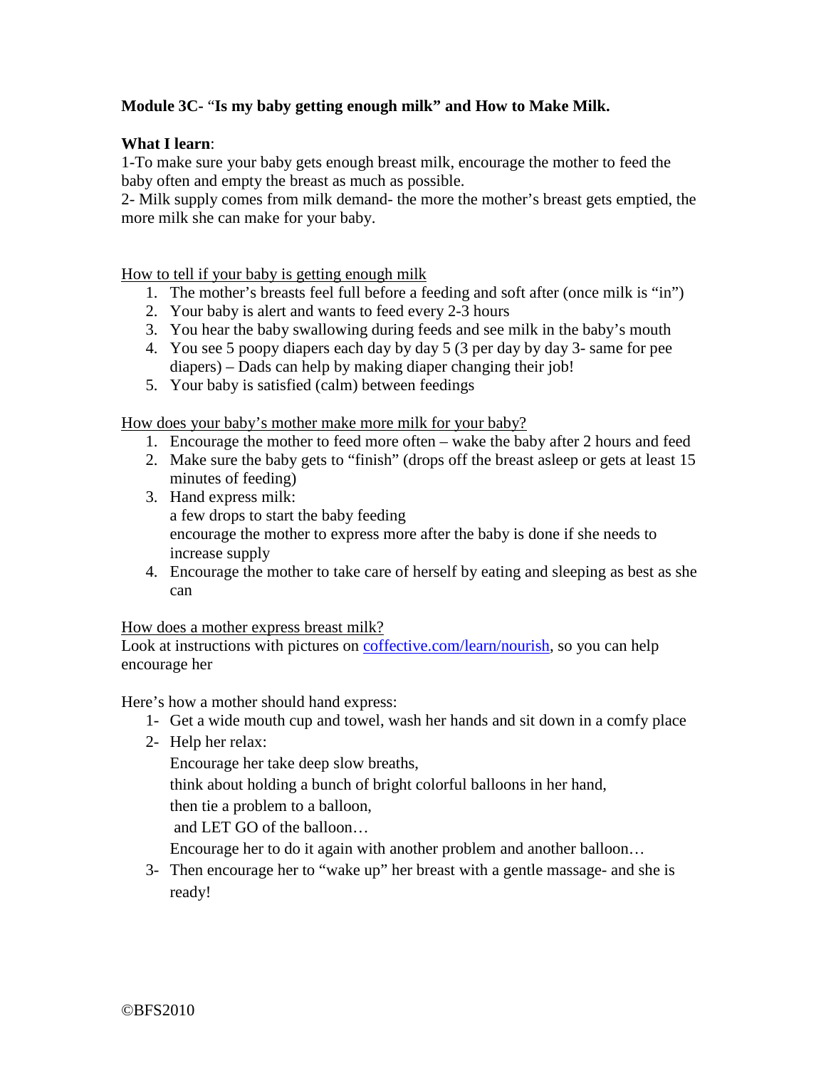**Module 3C- "Is my baby getting enough milk" and How to Make Milk.**

**What I learn**:

1-To make sure your baby gets enough breast milk, encourage the mother to feed the baby often and empty the breast as much as possible.

2- Milk supply comes from milk demand- the more the mother's breast gets emptied, the more milk she can make for your baby.

<u>How to tell if your baby is getting enough milk</u>

1. The mother's breasts feel full before a feeding and soft after (once milk is "in")
2. Your baby is alert and wants to feed every 2-3 hours
3. You hear the baby swallowing during feeds and see milk in the baby's mouth
4. You see 5 poopy diapers each day by day 5 (3 per day by day 3- same for pee diapers) – Dads can help by making diaper changing their job!
5. Your baby is satisfied (calm) between feedings

<u>How does your baby's mother make more milk for your baby?</u>

1. Encourage the mother to feed more often – wake the baby after 2 hours and feed
2. Make sure the baby gets to "finish" (drops off the breast asleep or gets at least 15 minutes of feeding)
3. Hand express milk:
   a few drops to start the baby feeding
   encourage the mother to express more after the baby is done if she needs to increase supply
4. Encourage the mother to take care of herself by eating and sleeping as best as she can

<u>How does a mother express breast milk?</u>

Look at instructions with pictures on coffective.com/learn/nourish, so you can help encourage her

Here's how a mother should hand express:

1- Get a wide mouth cup and towel, wash her hands and sit down in a comfy place

2- Help her relax:
   Encourage her take deep slow breaths,
   think about holding a bunch of bright colorful balloons in her hand,
   then tie a problem to a balloon,
   and LET GO of the balloon…
   Encourage her to do it again with another problem and another balloon…

3- Then encourage her to "wake up" her breast with a gentle massage- and she is ready!

©BFS2010